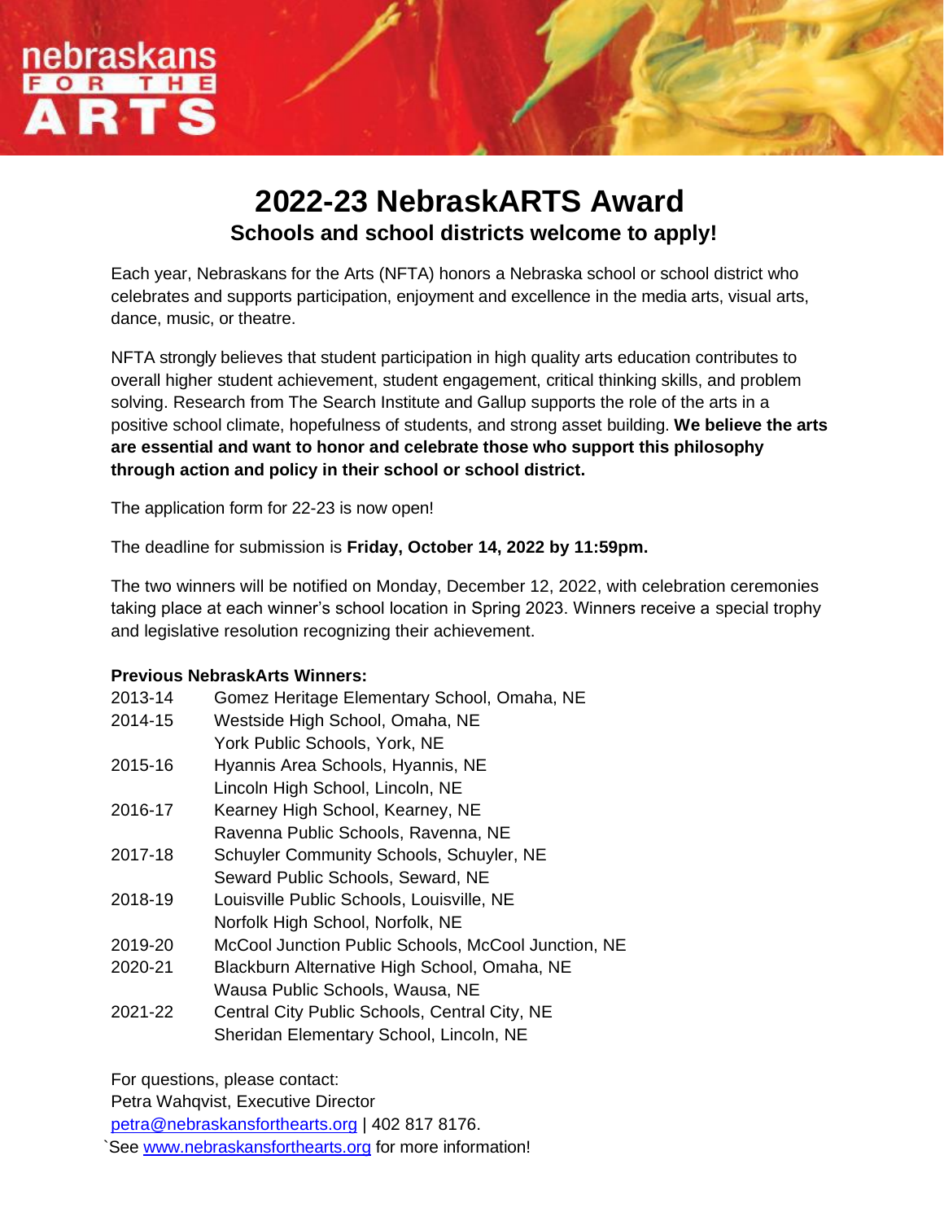nebraskans FOR THE ARTS

# 2022-23 NebraskARTS Award

## Schools and school districts welcome to apply!

Each year, Nebraskans for the Arts (NFTA) honors a Nebraska school or school district who celebrates and supports participation, enjoyment and excellence in the media arts, visual arts, dance, music, or theatre.

NFTA strongly believes that student participation in high quality arts education contributes to overall higher student achievement, student engagement, critical thinking skills, and problem solving. Research from The Search Institute and Gallup supports the role of the arts in a positive school climate, hopefulness of students, and strong asset building. **We believe the arts are essential and want to honor and celebrate those who support this philosophy through action and policy in their school or school district.**

The application form for 22-23 is now open!

The deadline for submission is **Friday, October 14, 2022 by 11:59pm.**

The two winners will be notified on Monday, December 12, 2022, with celebration ceremonies taking place at each winner's school location in Spring 2023. Winners receive a special trophy and legislative resolution recognizing their achievement.

**Previous NebraskArts Winners:**

| | |
|---|---|
| 2013-14 | Gomez Heritage Elementary School, Omaha, NE |
| 2014-15 | Westside High School, Omaha, NE |
| | York Public Schools, York, NE |
| 2015-16 | Hyannis Area Schools, Hyannis, NE |
| | Lincoln High School, Lincoln, NE |
| 2016-17 | Kearney High School, Kearney, NE |
| | Ravenna Public Schools, Ravenna, NE |
| 2017-18 | Schuyler Community Schools, Schuyler, NE |
| | Seward Public Schools, Seward, NE |
| 2018-19 | Louisville Public Schools, Louisville, NE |
| | Norfolk High School, Norfolk, NE |
| 2019-20 | McCool Junction Public Schools, McCool Junction, NE |
| 2020-21 | Blackburn Alternative High School, Omaha, NE |
| | Wausa Public Schools, Wausa, NE |
| 2021-22 | Central City Public Schools, Central City, NE |
| | Sheridan Elementary School, Lincoln, NE |

For questions, please contact:
Petra Wahqvist, Executive Director
petra@nebraskansforthearts.org | 402 817 8176.
`See www.nebraskansforthearts.org for more information!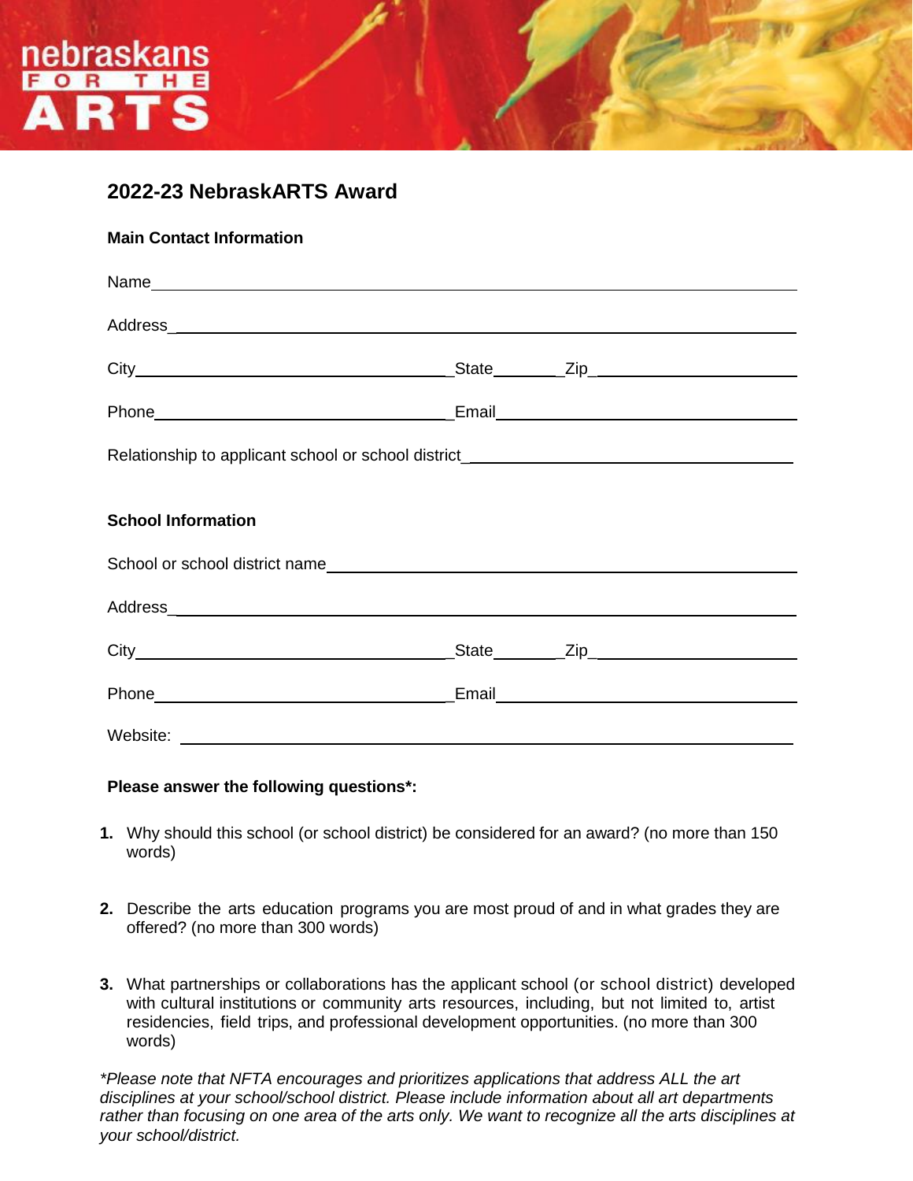nebraskans FOR THE ARTS

## 2022-23 NebraskARTS Award

**Main Contact Information**

Name\_\_\_\_\_\_\_\_\_\_\_\_\_\_\_\_\_\_\_\_\_\_\_\_\_\_\_\_\_\_\_\_\_\_\_\_\_\_\_\_\_\_\_\_\_\_\_\_\_\_

Address\_\_\_\_\_\_\_\_\_\_\_\_\_\_\_\_\_\_\_\_\_\_\_\_\_\_\_\_\_\_\_\_\_\_\_\_\_\_\_\_\_\_\_\_\_\_\_\_\_

City\_\_\_\_\_\_\_\_\_\_\_\_\_\_\_\_\_\_\_\_\_\_\_\_\_State\_\_\_\_\_\_Zip\_\_\_\_\_\_\_\_\_\_\_\_\_\_\_\_

Phone\_\_\_\_\_\_\_\_\_\_\_\_\_\_\_\_\_\_\_\_\_\_\_\_Email\_\_\_\_\_\_\_\_\_\_\_\_\_\_\_\_\_\_\_\_\_\_\_\_

Relationship to applicant school or school district\_\_\_\_\_\_\_\_\_\_\_\_\_\_\_\_\_\_\_\_\_\_\_\_

**School Information**

School or school district name\_\_\_\_\_\_\_\_\_\_\_\_\_\_\_\_\_\_\_\_\_\_\_\_\_\_\_\_\_\_\_\_\_\_\_\_

Address\_\_\_\_\_\_\_\_\_\_\_\_\_\_\_\_\_\_\_\_\_\_\_\_\_\_\_\_\_\_\_\_\_\_\_\_\_\_\_\_\_\_\_\_\_\_\_\_\_

City\_\_\_\_\_\_\_\_\_\_\_\_\_\_\_\_\_\_\_\_\_\_\_\_\_State\_\_\_\_\_\_Zip\_\_\_\_\_\_\_\_\_\_\_\_\_\_\_\_

Phone\_\_\_\_\_\_\_\_\_\_\_\_\_\_\_\_\_\_\_\_\_\_\_\_Email\_\_\_\_\_\_\_\_\_\_\_\_\_\_\_\_\_\_\_\_\_\_\_\_

Website: \_\_\_\_\_\_\_\_\_\_\_\_\_\_\_\_\_\_\_\_\_\_\_\_\_\_\_\_\_\_\_\_\_\_\_\_\_\_\_\_\_\_\_\_\_\_\_\_\_

**Please answer the following questions*:**

1. Why should this school (or school district) be considered for an award? (no more than 150 words)

2. Describe the arts education programs you are most proud of and in what grades they are offered? (no more than 300 words)

3. What partnerships or collaborations has the applicant school (or school district) developed with cultural institutions or community arts resources, including, but not limited to, artist residencies, field trips, and professional development opportunities. (no more than 300 words)

*\*Please note that NFTA encourages and prioritizes applications that address ALL the art disciplines at your school/school district. Please include information about all art departments rather than focusing on one area of the arts only. We want to recognize all the arts disciplines at your school/district.*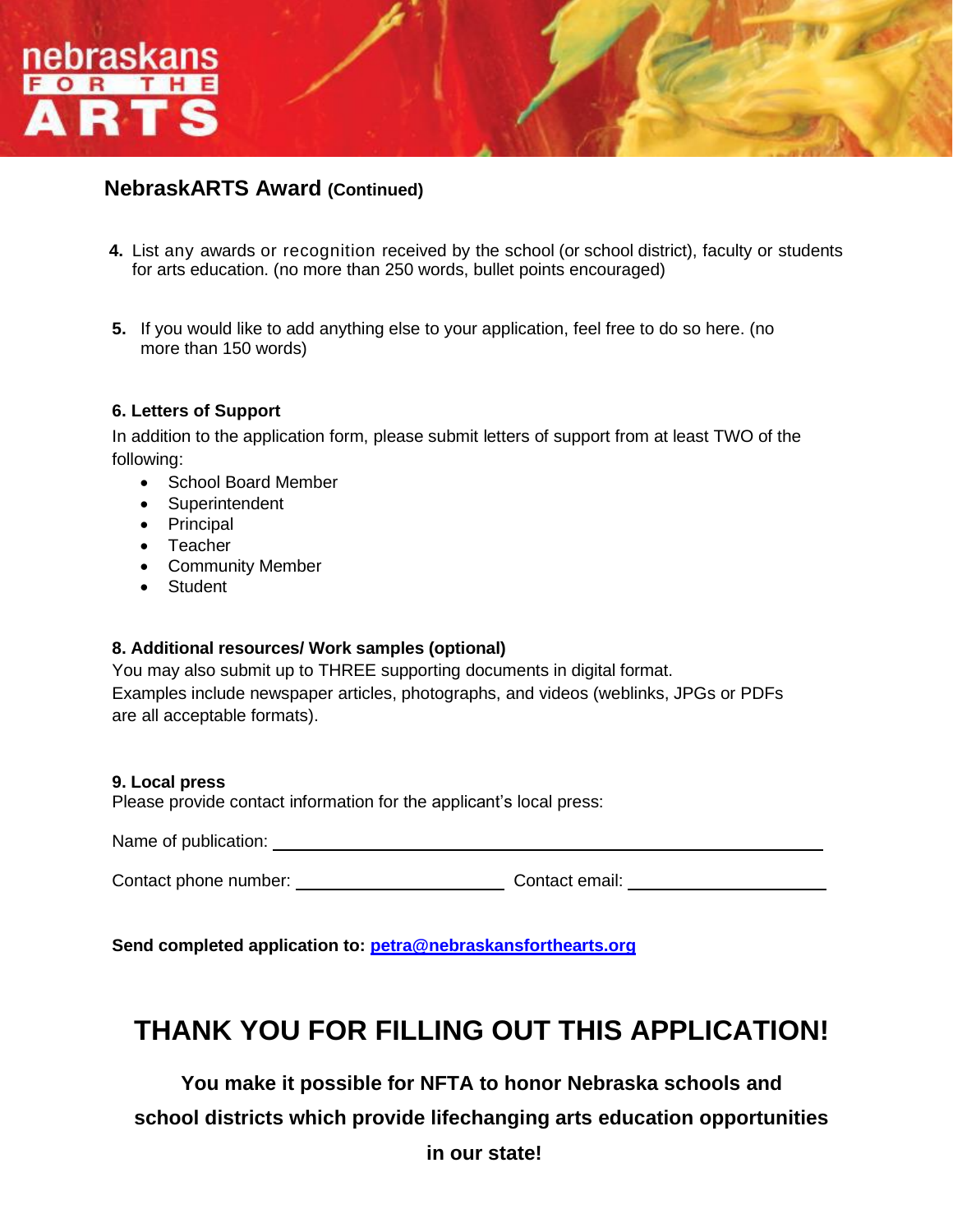## NebraskARTS Award (Continued)

4. List any awards or recognition received by the school (or school district), faculty or students for arts education. (no more than 250 words, bullet points encouraged)

5. If you would like to add anything else to your application, feel free to do so here. (no more than 150 words)

**6. Letters of Support**

In addition to the application form, please submit letters of support from at least TWO of the following:

- School Board Member
- Superintendent
- Principal
- Teacher
- Community Member
- Student

**8. Additional resources/ Work samples (optional)**

You may also submit up to THREE supporting documents in digital format. Examples include newspaper articles, photographs, and videos (weblinks, JPGs or PDFs are all acceptable formats).

**9. Local press**

Please provide contact information for the applicant's local press:

Name of publication: ______________________________

Contact phone number: ____________________ Contact email: ____________________

**Send completed application to: petra@nebraskansforthearts.org**

# THANK YOU FOR FILLING OUT THIS APPLICATION!

**You make it possible for NFTA to honor Nebraska schools and school districts which provide lifechanging arts education opportunities in our state!**